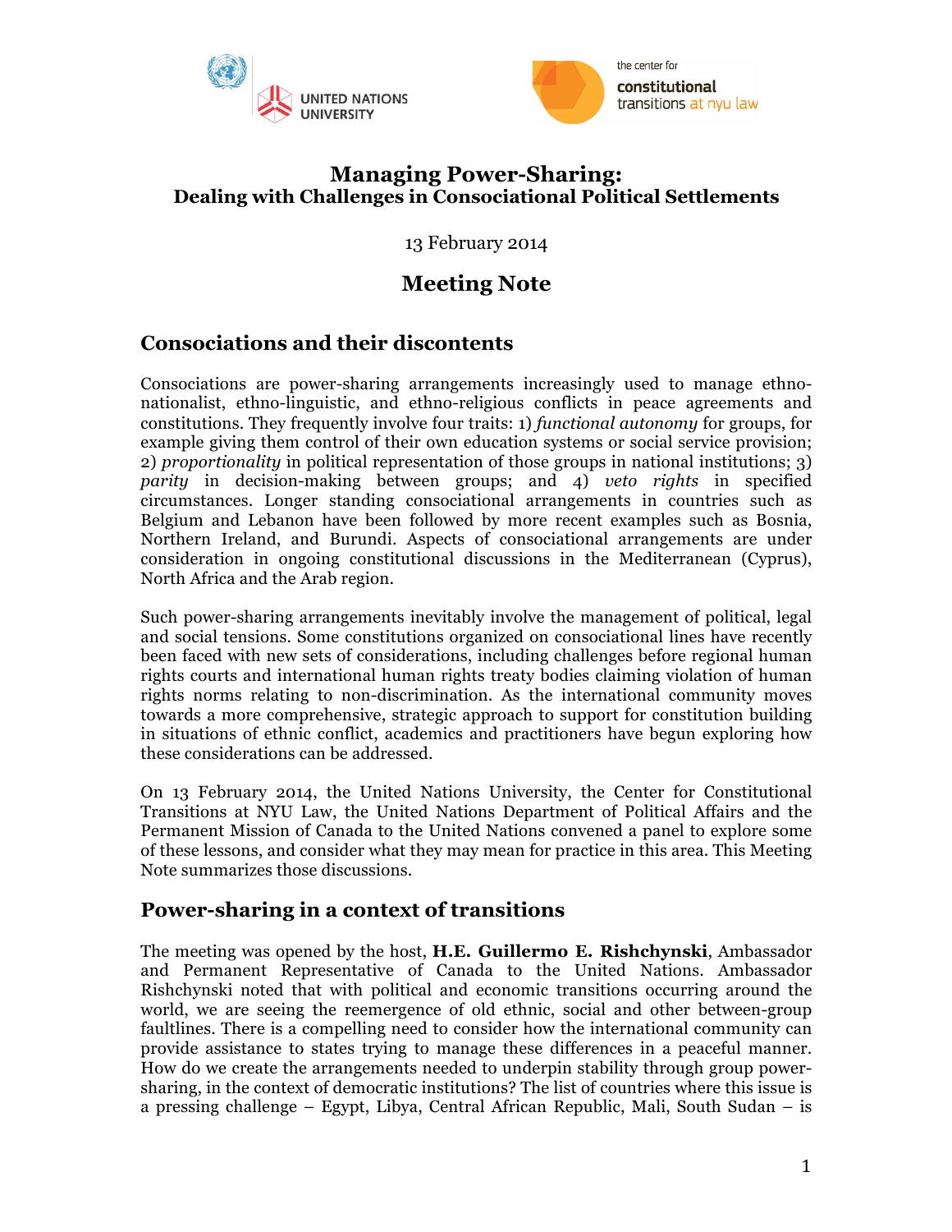# Managing Power-Sharing:
## Dealing with Challenges in Consociational Political Settlements

13 February 2014

## Meeting Note

## Consociations and their discontents

Consociations are power-sharing arrangements increasingly used to manage ethno-nationalist, ethno-linguistic, and ethno-religious conflicts in peace agreements and constitutions. They frequently involve four traits: 1) *functional autonomy* for groups, for example giving them control of their own education systems or social service provision; 2) *proportionality* in political representation of those groups in national institutions; 3) *parity* in decision-making between groups; and 4) *veto rights* in specified circumstances. Longer standing consociational arrangements in countries such as Belgium and Lebanon have been followed by more recent examples such as Bosnia, Northern Ireland, and Burundi. Aspects of consociational arrangements are under consideration in ongoing constitutional discussions in the Mediterranean (Cyprus), North Africa and the Arab region.

Such power-sharing arrangements inevitably involve the management of political, legal and social tensions. Some constitutions organized on consociational lines have recently been faced with new sets of considerations, including challenges before regional human rights courts and international human rights treaty bodies claiming violation of human rights norms relating to non-discrimination. As the international community moves towards a more comprehensive, strategic approach to support for constitution building in situations of ethnic conflict, academics and practitioners have begun exploring how these considerations can be addressed.

On 13 February 2014, the United Nations University, the Center for Constitutional Transitions at NYU Law, the United Nations Department of Political Affairs and the Permanent Mission of Canada to the United Nations convened a panel to explore some of these lessons, and consider what they may mean for practice in this area. This Meeting Note summarizes those discussions.

## Power-sharing in a context of transitions

The meeting was opened by the host, **H.E. Guillermo E. Rishchynski**, Ambassador and Permanent Representative of Canada to the United Nations. Ambassador Rishchynski noted that with political and economic transitions occurring around the world, we are seeing the reemergence of old ethnic, social and other between-group faultlines. There is a compelling need to consider how the international community can provide assistance to states trying to manage these differences in a peaceful manner. How do we create the arrangements needed to underpin stability through group power-sharing, in the context of democratic institutions? The list of countries where this issue is a pressing challenge – Egypt, Libya, Central African Republic, Mali, South Sudan – is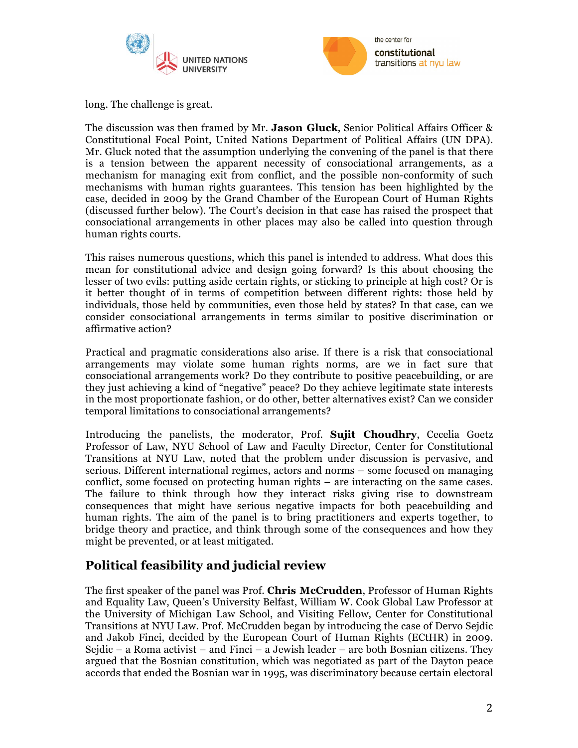long. The challenge is great.

The discussion was then framed by Mr. **Jason Gluck**, Senior Political Affairs Officer & Constitutional Focal Point, United Nations Department of Political Affairs (UN DPA). Mr. Gluck noted that the assumption underlying the convening of the panel is that there is a tension between the apparent necessity of consociational arrangements, as a mechanism for managing exit from conflict, and the possible non-conformity of such mechanisms with human rights guarantees. This tension has been highlighted by the case, decided in 2009 by the Grand Chamber of the European Court of Human Rights (discussed further below). The Court's decision in that case has raised the prospect that consociational arrangements in other places may also be called into question through human rights courts.

This raises numerous questions, which this panel is intended to address. What does this mean for constitutional advice and design going forward? Is this about choosing the lesser of two evils: putting aside certain rights, or sticking to principle at high cost? Or is it better thought of in terms of competition between different rights: those held by individuals, those held by communities, even those held by states? In that case, can we consider consociational arrangements in terms similar to positive discrimination or affirmative action?

Practical and pragmatic considerations also arise. If there is a risk that consociational arrangements may violate some human rights norms, are we in fact sure that consociational arrangements work? Do they contribute to positive peacebuilding, or are they just achieving a kind of "negative" peace? Do they achieve legitimate state interests in the most proportionate fashion, or do other, better alternatives exist? Can we consider temporal limitations to consociational arrangements?

Introducing the panelists, the moderator, Prof. **Sujit Choudhry**, Cecelia Goetz Professor of Law, NYU School of Law and Faculty Director, Center for Constitutional Transitions at NYU Law, noted that the problem under discussion is pervasive, and serious. Different international regimes, actors and norms – some focused on managing conflict, some focused on protecting human rights – are interacting on the same cases. The failure to think through how they interact risks giving rise to downstream consequences that might have serious negative impacts for both peacebuilding and human rights. The aim of the panel is to bring practitioners and experts together, to bridge theory and practice, and think through some of the consequences and how they might be prevented, or at least mitigated.

## Political feasibility and judicial review

The first speaker of the panel was Prof. **Chris McCrudden**, Professor of Human Rights and Equality Law, Queen's University Belfast, William W. Cook Global Law Professor at the University of Michigan Law School, and Visiting Fellow, Center for Constitutional Transitions at NYU Law. Prof. McCrudden began by introducing the case of Dervo Sejdic and Jakob Finci, decided by the European Court of Human Rights (ECtHR) in 2009. Sejdic – a Roma activist – and Finci – a Jewish leader – are both Bosnian citizens. They argued that the Bosnian constitution, which was negotiated as part of the Dayton peace accords that ended the Bosnian war in 1995, was discriminatory because certain electoral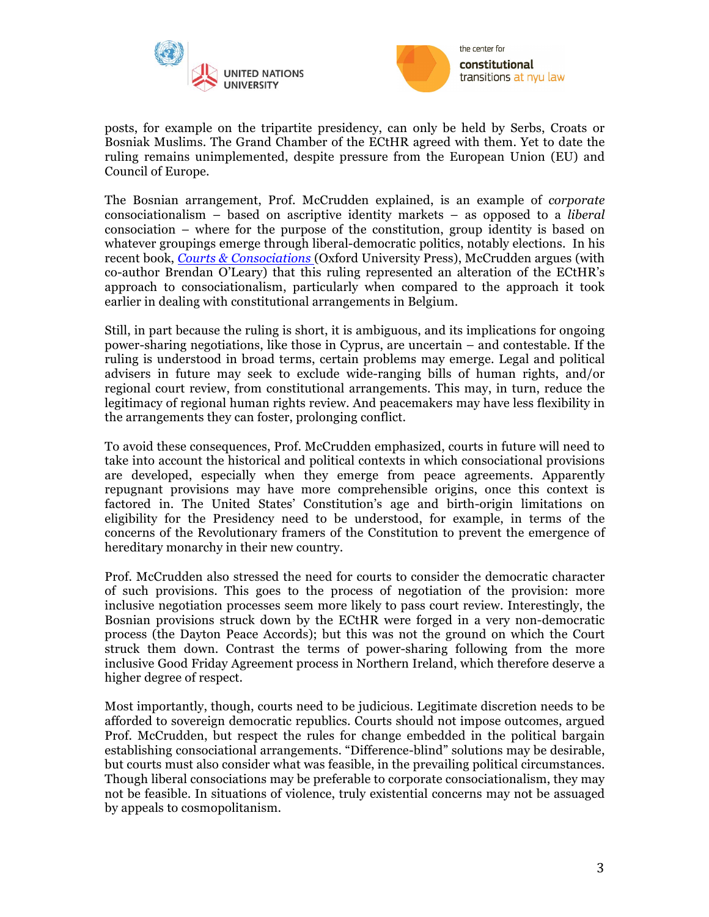posts, for example on the tripartite presidency, can only be held by Serbs, Croats or Bosniak Muslims. The Grand Chamber of the ECtHR agreed with them. Yet to date the ruling remains unimplemented, despite pressure from the European Union (EU) and Council of Europe.

The Bosnian arrangement, Prof. McCrudden explained, is an example of *corporate* consociationalism – based on ascriptive identity markets – as opposed to a *liberal* consociation – where for the purpose of the constitution, group identity is based on whatever groupings emerge through liberal-democratic politics, notably elections. In his recent book, *Courts & Consociations* (Oxford University Press), McCrudden argues (with co-author Brendan O'Leary) that this ruling represented an alteration of the ECtHR's approach to consociationalism, particularly when compared to the approach it took earlier in dealing with constitutional arrangements in Belgium.

Still, in part because the ruling is short, it is ambiguous, and its implications for ongoing power-sharing negotiations, like those in Cyprus, are uncertain – and contestable. If the ruling is understood in broad terms, certain problems may emerge. Legal and political advisers in future may seek to exclude wide-ranging bills of human rights, and/or regional court review, from constitutional arrangements. This may, in turn, reduce the legitimacy of regional human rights review. And peacemakers may have less flexibility in the arrangements they can foster, prolonging conflict.

To avoid these consequences, Prof. McCrudden emphasized, courts in future will need to take into account the historical and political contexts in which consociational provisions are developed, especially when they emerge from peace agreements. Apparently repugnant provisions may have more comprehensible origins, once this context is factored in. The United States' Constitution's age and birth-origin limitations on eligibility for the Presidency need to be understood, for example, in terms of the concerns of the Revolutionary framers of the Constitution to prevent the emergence of hereditary monarchy in their new country.

Prof. McCrudden also stressed the need for courts to consider the democratic character of such provisions. This goes to the process of negotiation of the provision: more inclusive negotiation processes seem more likely to pass court review. Interestingly, the Bosnian provisions struck down by the ECtHR were forged in a very non-democratic process (the Dayton Peace Accords); but this was not the ground on which the Court struck them down. Contrast the terms of power-sharing following from the more inclusive Good Friday Agreement process in Northern Ireland, which therefore deserve a higher degree of respect.

Most importantly, though, courts need to be judicious. Legitimate discretion needs to be afforded to sovereign democratic republics. Courts should not impose outcomes, argued Prof. McCrudden, but respect the rules for change embedded in the political bargain establishing consociational arrangements. "Difference-blind" solutions may be desirable, but courts must also consider what was feasible, in the prevailing political circumstances. Though liberal consociations may be preferable to corporate consociationalism, they may not be feasible. In situations of violence, truly existential concerns may not be assuaged by appeals to cosmopolitanism.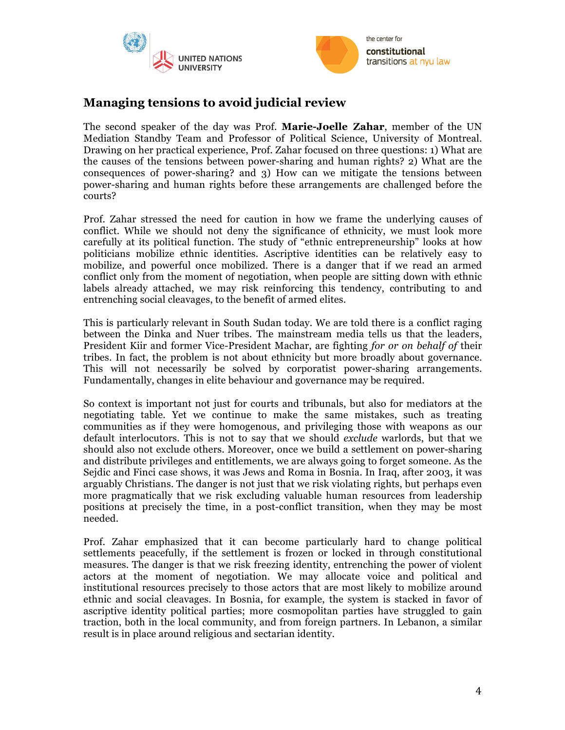## Managing tensions to avoid judicial review

The second speaker of the day was Prof. **Marie-Joelle Zahar**, member of the UN Mediation Standby Team and Professor of Political Science, University of Montreal. Drawing on her practical experience, Prof. Zahar focused on three questions: 1) What are the causes of the tensions between power-sharing and human rights? 2) What are the consequences of power-sharing? and 3) How can we mitigate the tensions between power-sharing and human rights before these arrangements are challenged before the courts?

Prof. Zahar stressed the need for caution in how we frame the underlying causes of conflict. While we should not deny the significance of ethnicity, we must look more carefully at its political function. The study of "ethnic entrepreneurship" looks at how politicians mobilize ethnic identities. Ascriptive identities can be relatively easy to mobilize, and powerful once mobilized. There is a danger that if we read an armed conflict only from the moment of negotiation, when people are sitting down with ethnic labels already attached, we may risk reinforcing this tendency, contributing to and entrenching social cleavages, to the benefit of armed elites.

This is particularly relevant in South Sudan today. We are told there is a conflict raging between the Dinka and Nuer tribes. The mainstream media tells us that the leaders, President Kiir and former Vice-President Machar, are fighting *for or on behalf of* their tribes. In fact, the problem is not about ethnicity but more broadly about governance. This will not necessarily be solved by corporatist power-sharing arrangements. Fundamentally, changes in elite behaviour and governance may be required.

So context is important not just for courts and tribunals, but also for mediators at the negotiating table. Yet we continue to make the same mistakes, such as treating communities as if they were homogenous, and privileging those with weapons as our default interlocutors. This is not to say that we should *exclude* warlords, but that we should also not exclude others. Moreover, once we build a settlement on power-sharing and distribute privileges and entitlements, we are always going to forget someone. As the Sejdic and Finci case shows, it was Jews and Roma in Bosnia. In Iraq, after 2003, it was arguably Christians. The danger is not just that we risk violating rights, but perhaps even more pragmatically that we risk excluding valuable human resources from leadership positions at precisely the time, in a post-conflict transition, when they may be most needed.

Prof. Zahar emphasized that it can become particularly hard to change political settlements peacefully, if the settlement is frozen or locked in through constitutional measures. The danger is that we risk freezing identity, entrenching the power of violent actors at the moment of negotiation. We may allocate voice and political and institutional resources precisely to those actors that are most likely to mobilize around ethnic and social cleavages. In Bosnia, for example, the system is stacked in favor of ascriptive identity political parties; more cosmopolitan parties have struggled to gain traction, both in the local community, and from foreign partners. In Lebanon, a similar result is in place around religious and sectarian identity.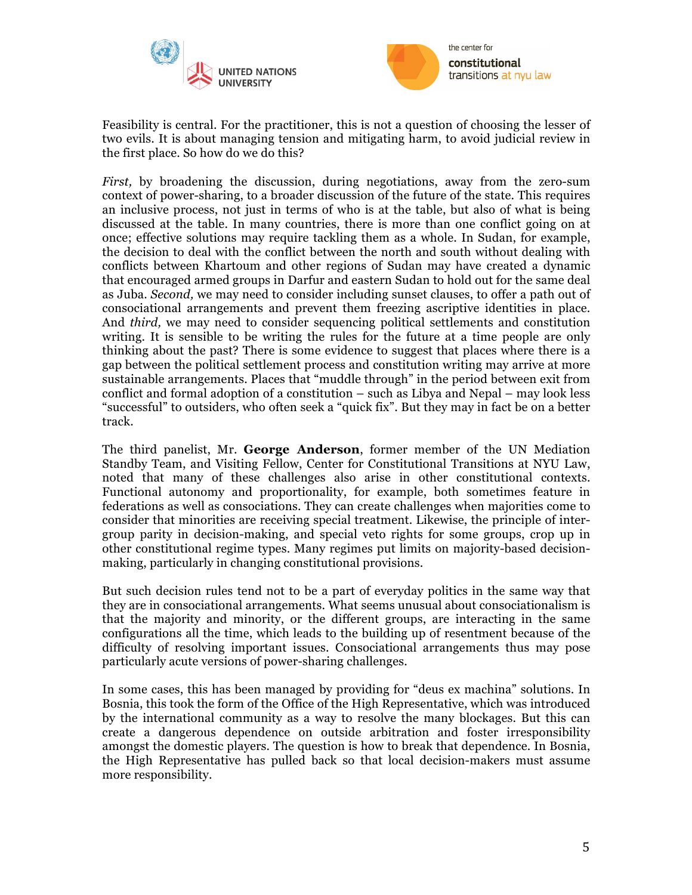Feasibility is central. For the practitioner, this is not a question of choosing the lesser of two evils. It is about managing tension and mitigating harm, to avoid judicial review in the first place. So how do we do this?

*First,* by broadening the discussion, during negotiations, away from the zero-sum context of power-sharing, to a broader discussion of the future of the state. This requires an inclusive process, not just in terms of who is at the table, but also of what is being discussed at the table. In many countries, there is more than one conflict going on at once; effective solutions may require tackling them as a whole. In Sudan, for example, the decision to deal with the conflict between the north and south without dealing with conflicts between Khartoum and other regions of Sudan may have created a dynamic that encouraged armed groups in Darfur and eastern Sudan to hold out for the same deal as Juba. *Second,* we may need to consider including sunset clauses, to offer a path out of consociational arrangements and prevent them freezing ascriptive identities in place. And *third,* we may need to consider sequencing political settlements and constitution writing. It is sensible to be writing the rules for the future at a time people are only thinking about the past? There is some evidence to suggest that places where there is a gap between the political settlement process and constitution writing may arrive at more sustainable arrangements. Places that "muddle through" in the period between exit from conflict and formal adoption of a constitution – such as Libya and Nepal – may look less "successful" to outsiders, who often seek a "quick fix". But they may in fact be on a better track.

The third panelist, Mr. **George Anderson**, former member of the UN Mediation Standby Team, and Visiting Fellow, Center for Constitutional Transitions at NYU Law, noted that many of these challenges also arise in other constitutional contexts. Functional autonomy and proportionality, for example, both sometimes feature in federations as well as consociations. They can create challenges when majorities come to consider that minorities are receiving special treatment. Likewise, the principle of inter-group parity in decision-making, and special veto rights for some groups, crop up in other constitutional regime types. Many regimes put limits on majority-based decision-making, particularly in changing constitutional provisions.

But such decision rules tend not to be a part of everyday politics in the same way that they are in consociational arrangements. What seems unusual about consociationalism is that the majority and minority, or the different groups, are interacting in the same configurations all the time, which leads to the building up of resentment because of the difficulty of resolving important issues. Consociational arrangements thus may pose particularly acute versions of power-sharing challenges.

In some cases, this has been managed by providing for "deus ex machina" solutions. In Bosnia, this took the form of the Office of the High Representative, which was introduced by the international community as a way to resolve the many blockages. But this can create a dangerous dependence on outside arbitration and foster irresponsibility amongst the domestic players. The question is how to break that dependence. In Bosnia, the High Representative has pulled back so that local decision-makers must assume more responsibility.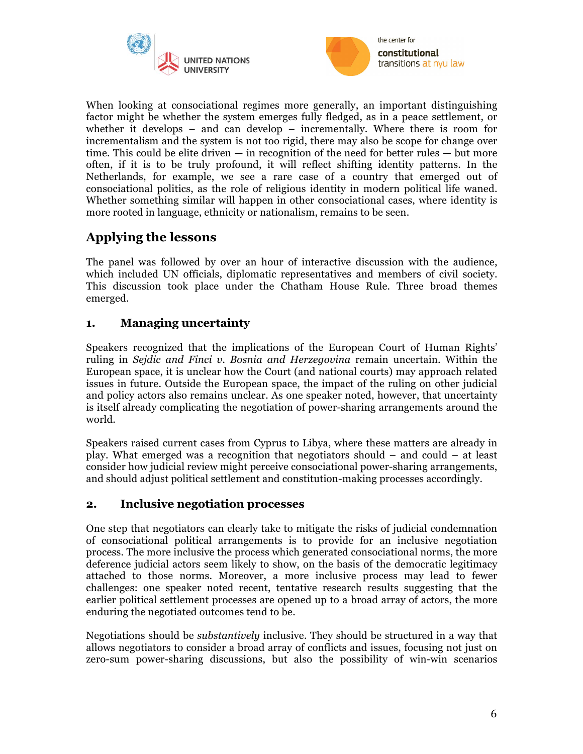When looking at consociational regimes more generally, an important distinguishing factor might be whether the system emerges fully fledged, as in a peace settlement, or whether it develops – and can develop – incrementally. Where there is room for incrementalism and the system is not too rigid, there may also be scope for change over time. This could be elite driven — in recognition of the need for better rules — but more often, if it is to be truly profound, it will reflect shifting identity patterns. In the Netherlands, for example, we see a rare case of a country that emerged out of consociational politics, as the role of religious identity in modern political life waned. Whether something similar will happen in other consociational cases, where identity is more rooted in language, ethnicity or nationalism, remains to be seen.

## Applying the lessons

The panel was followed by over an hour of interactive discussion with the audience, which included UN officials, diplomatic representatives and members of civil society. This discussion took place under the Chatham House Rule. Three broad themes emerged.

### 1. Managing uncertainty

Speakers recognized that the implications of the European Court of Human Rights' ruling in *Sejdic and Finci v. Bosnia and Herzegovina* remain uncertain. Within the European space, it is unclear how the Court (and national courts) may approach related issues in future. Outside the European space, the impact of the ruling on other judicial and policy actors also remains unclear. As one speaker noted, however, that uncertainty is itself already complicating the negotiation of power-sharing arrangements around the world.

Speakers raised current cases from Cyprus to Libya, where these matters are already in play. What emerged was a recognition that negotiators should – and could – at least consider how judicial review might perceive consociational power-sharing arrangements, and should adjust political settlement and constitution-making processes accordingly.

### 2. Inclusive negotiation processes

One step that negotiators can clearly take to mitigate the risks of judicial condemnation of consociational political arrangements is to provide for an inclusive negotiation process. The more inclusive the process which generated consociational norms, the more deference judicial actors seem likely to show, on the basis of the democratic legitimacy attached to those norms. Moreover, a more inclusive process may lead to fewer challenges: one speaker noted recent, tentative research results suggesting that the earlier political settlement processes are opened up to a broad array of actors, the more enduring the negotiated outcomes tend to be.

Negotiations should be *substantively* inclusive. They should be structured in a way that allows negotiators to consider a broad array of conflicts and issues, focusing not just on zero-sum power-sharing discussions, but also the possibility of win-win scenarios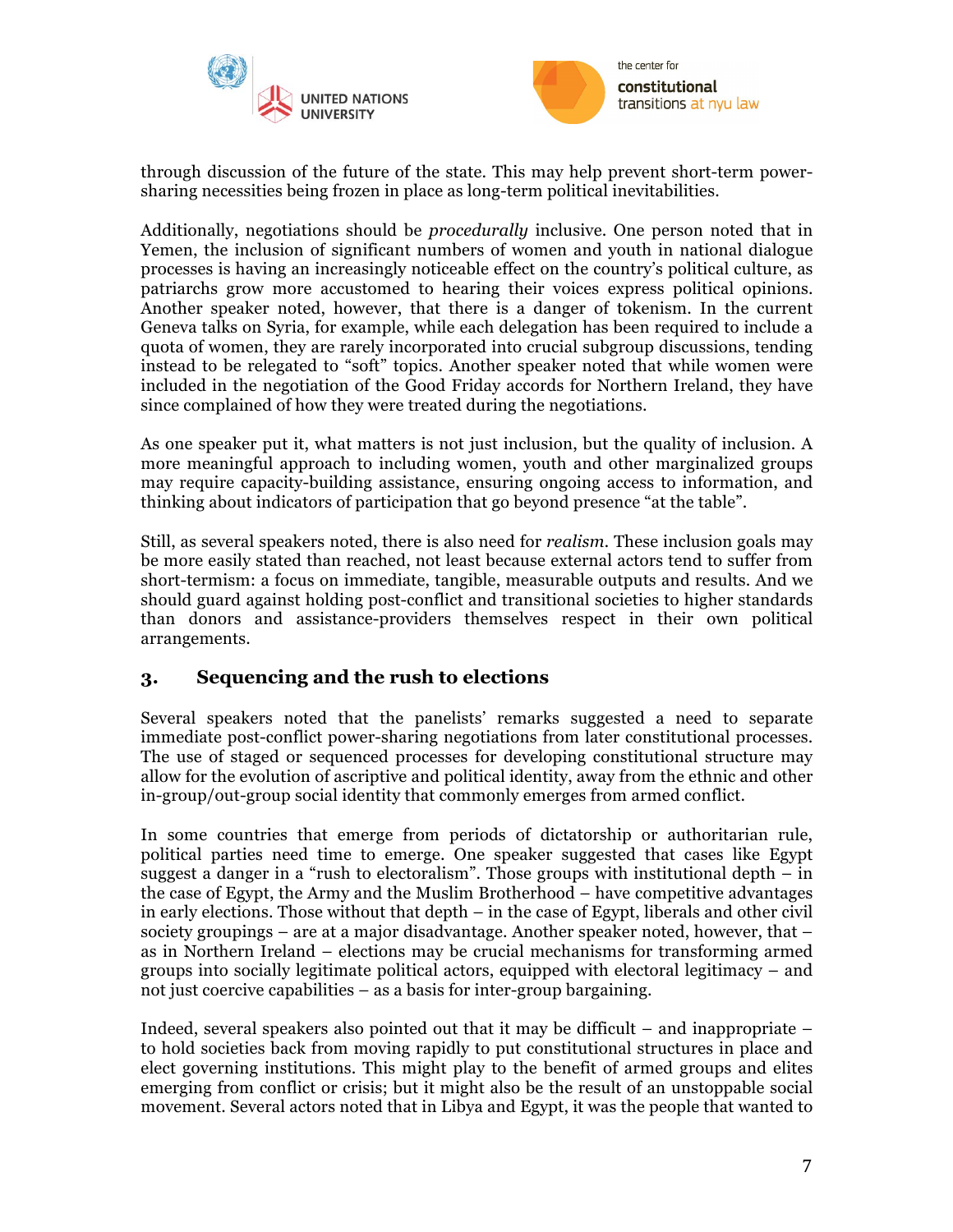through discussion of the future of the state. This may help prevent short-term power-sharing necessities being frozen in place as long-term political inevitabilities.

Additionally, negotiations should be *procedurally* inclusive. One person noted that in Yemen, the inclusion of significant numbers of women and youth in national dialogue processes is having an increasingly noticeable effect on the country's political culture, as patriarchs grow more accustomed to hearing their voices express political opinions. Another speaker noted, however, that there is a danger of tokenism. In the current Geneva talks on Syria, for example, while each delegation has been required to include a quota of women, they are rarely incorporated into crucial subgroup discussions, tending instead to be relegated to "soft" topics. Another speaker noted that while women were included in the negotiation of the Good Friday accords for Northern Ireland, they have since complained of how they were treated during the negotiations.

As one speaker put it, what matters is not just inclusion, but the quality of inclusion. A more meaningful approach to including women, youth and other marginalized groups may require capacity-building assistance, ensuring ongoing access to information, and thinking about indicators of participation that go beyond presence "at the table".

Still, as several speakers noted, there is also need for *realism*. These inclusion goals may be more easily stated than reached, not least because external actors tend to suffer from short-termism: a focus on immediate, tangible, measurable outputs and results. And we should guard against holding post-conflict and transitional societies to higher standards than donors and assistance-providers themselves respect in their own political arrangements.

## 3. Sequencing and the rush to elections

Several speakers noted that the panelists' remarks suggested a need to separate immediate post-conflict power-sharing negotiations from later constitutional processes. The use of staged or sequenced processes for developing constitutional structure may allow for the evolution of ascriptive and political identity, away from the ethnic and other in-group/out-group social identity that commonly emerges from armed conflict.

In some countries that emerge from periods of dictatorship or authoritarian rule, political parties need time to emerge. One speaker suggested that cases like Egypt suggest a danger in a "rush to electoralism". Those groups with institutional depth – in the case of Egypt, the Army and the Muslim Brotherhood – have competitive advantages in early elections. Those without that depth – in the case of Egypt, liberals and other civil society groupings – are at a major disadvantage. Another speaker noted, however, that – as in Northern Ireland – elections may be crucial mechanisms for transforming armed groups into socially legitimate political actors, equipped with electoral legitimacy – and not just coercive capabilities – as a basis for inter-group bargaining.

Indeed, several speakers also pointed out that it may be difficult – and inappropriate – to hold societies back from moving rapidly to put constitutional structures in place and elect governing institutions. This might play to the benefit of armed groups and elites emerging from conflict or crisis; but it might also be the result of an unstoppable social movement. Several actors noted that in Libya and Egypt, it was the people that wanted to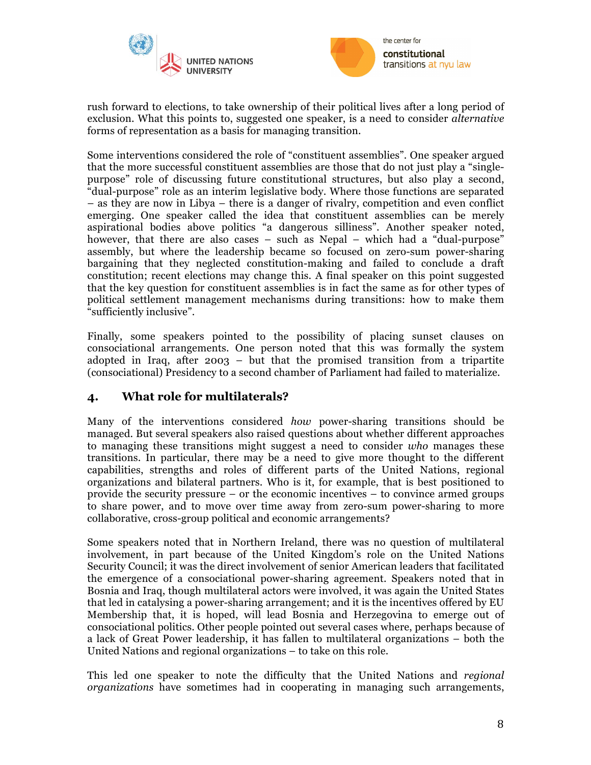rush forward to elections, to take ownership of their political lives after a long period of exclusion. What this points to, suggested one speaker, is a need to consider *alternative* forms of representation as a basis for managing transition.

Some interventions considered the role of "constituent assemblies". One speaker argued that the more successful constituent assemblies are those that do not just play a "single-purpose" role of discussing future constitutional structures, but also play a second, "dual-purpose" role as an interim legislative body. Where those functions are separated – as they are now in Libya – there is a danger of rivalry, competition and even conflict emerging. One speaker called the idea that constituent assemblies can be merely aspirational bodies above politics "a dangerous silliness". Another speaker noted, however, that there are also cases – such as Nepal – which had a "dual-purpose" assembly, but where the leadership became so focused on zero-sum power-sharing bargaining that they neglected constitution-making and failed to conclude a draft constitution; recent elections may change this. A final speaker on this point suggested that the key question for constituent assemblies is in fact the same as for other types of political settlement management mechanisms during transitions: how to make them "sufficiently inclusive".

Finally, some speakers pointed to the possibility of placing sunset clauses on consociational arrangements. One person noted that this was formally the system adopted in Iraq, after 2003 – but that the promised transition from a tripartite (consociational) Presidency to a second chamber of Parliament had failed to materialize.

## 4. What role for multilaterals?

Many of the interventions considered *how* power-sharing transitions should be managed. But several speakers also raised questions about whether different approaches to managing these transitions might suggest a need to consider *who* manages these transitions. In particular, there may be a need to give more thought to the different capabilities, strengths and roles of different parts of the United Nations, regional organizations and bilateral partners. Who is it, for example, that is best positioned to provide the security pressure – or the economic incentives – to convince armed groups to share power, and to move over time away from zero-sum power-sharing to more collaborative, cross-group political and economic arrangements?

Some speakers noted that in Northern Ireland, there was no question of multilateral involvement, in part because of the United Kingdom's role on the United Nations Security Council; it was the direct involvement of senior American leaders that facilitated the emergence of a consociational power-sharing agreement. Speakers noted that in Bosnia and Iraq, though multilateral actors were involved, it was again the United States that led in catalysing a power-sharing arrangement; and it is the incentives offered by EU Membership that, it is hoped, will lead Bosnia and Herzegovina to emerge out of consociational politics. Other people pointed out several cases where, perhaps because of a lack of Great Power leadership, it has fallen to multilateral organizations – both the United Nations and regional organizations – to take on this role.

This led one speaker to note the difficulty that the United Nations and *regional organizations* have sometimes had in cooperating in managing such arrangements,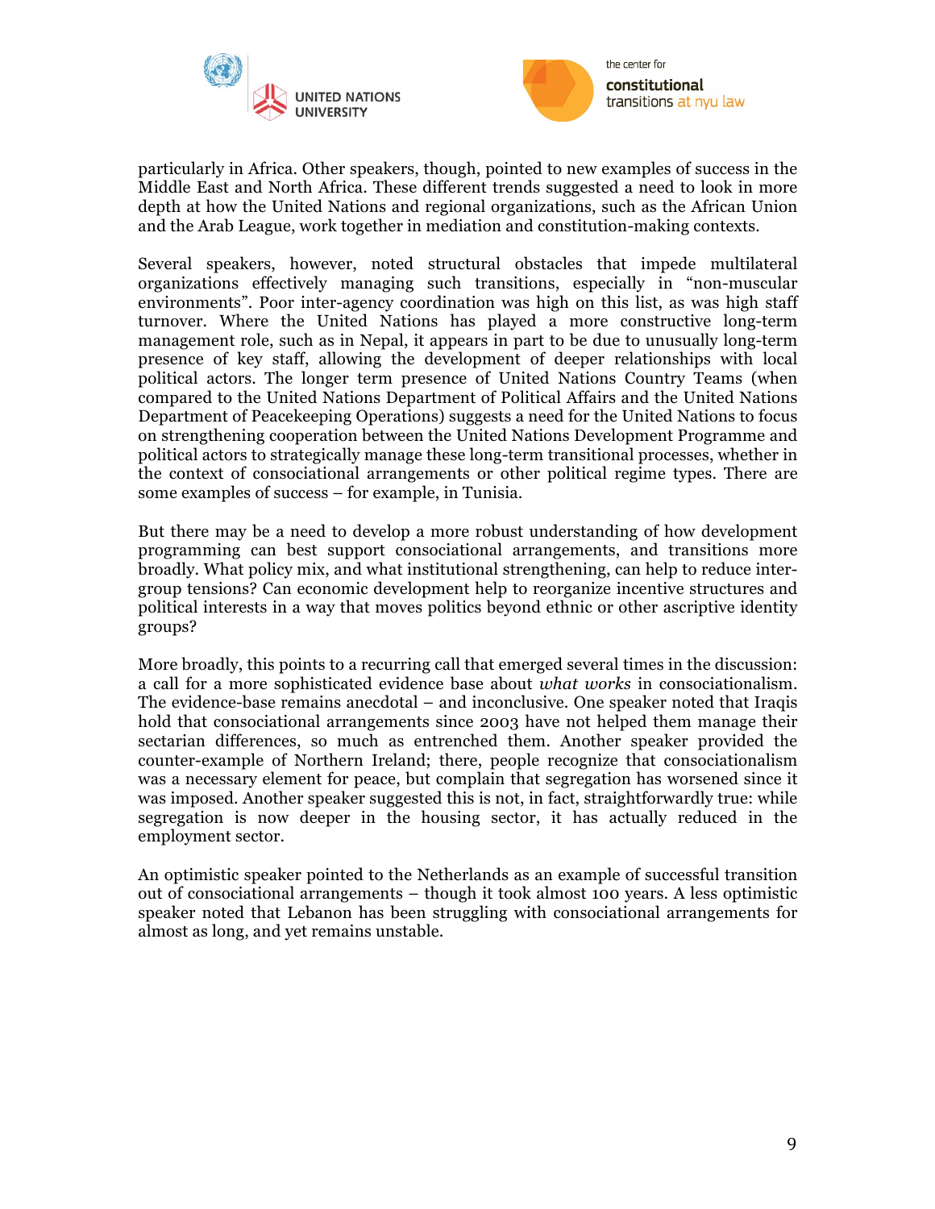particularly in Africa. Other speakers, though, pointed to new examples of success in the Middle East and North Africa. These different trends suggested a need to look in more depth at how the United Nations and regional organizations, such as the African Union and the Arab League, work together in mediation and constitution-making contexts.

Several speakers, however, noted structural obstacles that impede multilateral organizations effectively managing such transitions, especially in "non-muscular environments". Poor inter-agency coordination was high on this list, as was high staff turnover. Where the United Nations has played a more constructive long-term management role, such as in Nepal, it appears in part to be due to unusually long-term presence of key staff, allowing the development of deeper relationships with local political actors. The longer term presence of United Nations Country Teams (when compared to the United Nations Department of Political Affairs and the United Nations Department of Peacekeeping Operations) suggests a need for the United Nations to focus on strengthening cooperation between the United Nations Development Programme and political actors to strategically manage these long-term transitional processes, whether in the context of consociational arrangements or other political regime types. There are some examples of success – for example, in Tunisia.

But there may be a need to develop a more robust understanding of how development programming can best support consociational arrangements, and transitions more broadly. What policy mix, and what institutional strengthening, can help to reduce inter-group tensions? Can economic development help to reorganize incentive structures and political interests in a way that moves politics beyond ethnic or other ascriptive identity groups?

More broadly, this points to a recurring call that emerged several times in the discussion: a call for a more sophisticated evidence base about *what works* in consociationalism. The evidence-base remains anecdotal – and inconclusive. One speaker noted that Iraqis hold that consociational arrangements since 2003 have not helped them manage their sectarian differences, so much as entrenched them. Another speaker provided the counter-example of Northern Ireland; there, people recognize that consociationalism was a necessary element for peace, but complain that segregation has worsened since it was imposed. Another speaker suggested this is not, in fact, straightforwardly true: while segregation is now deeper in the housing sector, it has actually reduced in the employment sector.

An optimistic speaker pointed to the Netherlands as an example of successful transition out of consociational arrangements – though it took almost 100 years. A less optimistic speaker noted that Lebanon has been struggling with consociational arrangements for almost as long, and yet remains unstable.